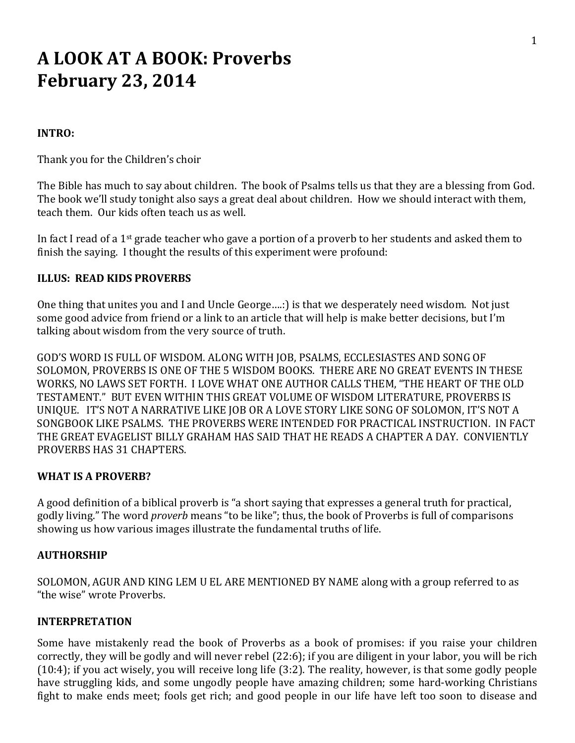# A LOOK AT A BOOK: Proverbs
# February 23, 2014

**INTRO:**

Thank you for the Children's choir

The Bible has much to say about children. The book of Psalms tells us that they are a blessing from God. The book we'll study tonight also says a great deal about children. How we should interact with them, teach them. Our kids often teach us as well.

In fact I read of a 1st grade teacher who gave a portion of a proverb to her students and asked them to finish the saying. I thought the results of this experiment were profound:

**ILLUS: READ KIDS PROVERBS**

One thing that unites you and I and Uncle George….:) is that we desperately need wisdom. Not just some good advice from friend or a link to an article that will help is make better decisions, but I'm talking about wisdom from the very source of truth.

GOD'S WORD IS FULL OF WISDOM. ALONG WITH JOB, PSALMS, ECCLESIASTES AND SONG OF SOLOMON, PROVERBS IS ONE OF THE 5 WISDOM BOOKS. THERE ARE NO GREAT EVENTS IN THESE WORKS, NO LAWS SET FORTH. I LOVE WHAT ONE AUTHOR CALLS THEM, "THE HEART OF THE OLD TESTAMENT." BUT EVEN WITHIN THIS GREAT VOLUME OF WISDOM LITERATURE, PROVERBS IS UNIQUE. IT'S NOT A NARRATIVE LIKE JOB OR A LOVE STORY LIKE SONG OF SOLOMON, IT'S NOT A SONGBOOK LIKE PSALMS. THE PROVERBS WERE INTENDED FOR PRACTICAL INSTRUCTION. IN FACT THE GREAT EVAGELIST BILLY GRAHAM HAS SAID THAT HE READS A CHAPTER A DAY. CONVIENTLY PROVERBS HAS 31 CHAPTERS.

**WHAT IS A PROVERB?**

A good definition of a biblical proverb is "a short saying that expresses a general truth for practical, godly living." The word *proverb* means "to be like"; thus, the book of Proverbs is full of comparisons showing us how various images illustrate the fundamental truths of life.

**AUTHORSHIP**

SOLOMON, AGUR AND KING LEM U EL ARE MENTIONED BY NAME along with a group referred to as "the wise" wrote Proverbs.

**INTERPRETATION**

Some have mistakenly read the book of Proverbs as a book of promises: if you raise your children correctly, they will be godly and will never rebel (22:6); if you are diligent in your labor, you will be rich (10:4); if you act wisely, you will receive long life (3:2). The reality, however, is that some godly people have struggling kids, and some ungodly people have amazing children; some hard-working Christians fight to make ends meet; fools get rich; and good people in our life have left too soon to disease and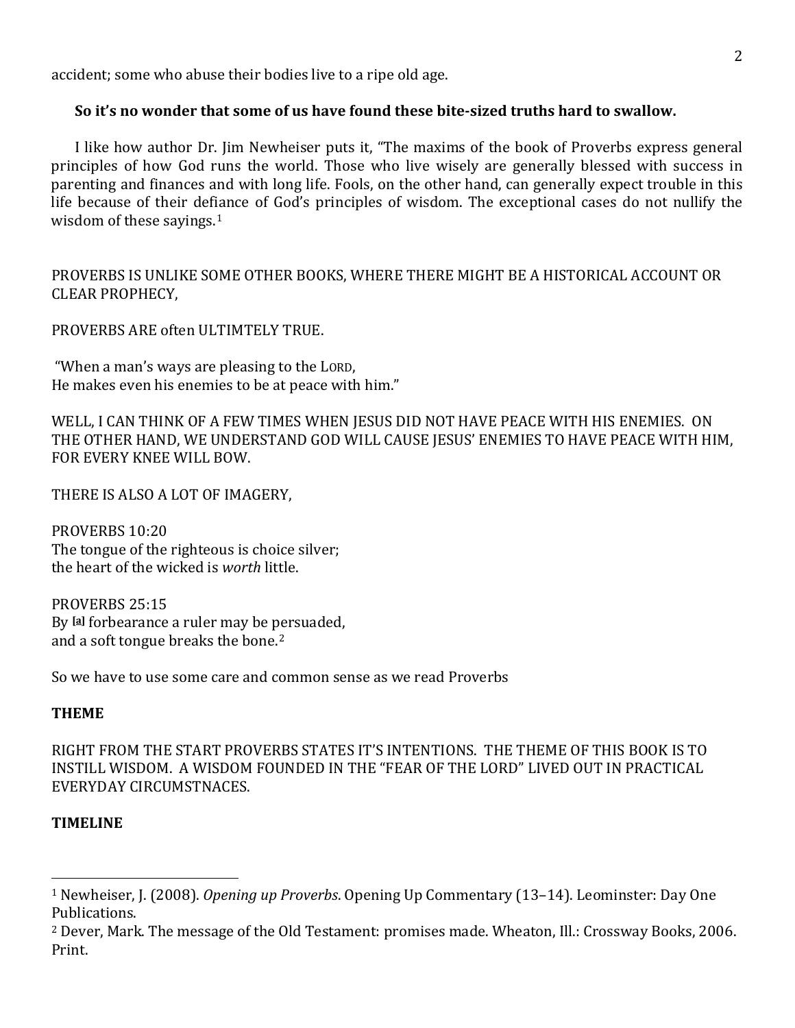accident; some who abuse their bodies live to a ripe old age.

**So it's no wonder that some of us have found these bite-sized truths hard to swallow.**

I like how author Dr. Jim Newheiser puts it, "The maxims of the book of Proverbs express general principles of how God runs the world. Those who live wisely are generally blessed with success in parenting and finances and with long life. Fools, on the other hand, can generally expect trouble in this life because of their defiance of God's principles of wisdom. The exceptional cases do not nullify the wisdom of these sayings.[1]

PROVERBS IS UNLIKE SOME OTHER BOOKS, WHERE THERE MIGHT BE A HISTORICAL ACCOUNT OR CLEAR PROPHECY,

PROVERBS ARE often ULTIMTELY TRUE.

"When a man's ways are pleasing to the LORD,
He makes even his enemies to be at peace with him."

WELL, I CAN THINK OF A FEW TIMES WHEN JESUS DID NOT HAVE PEACE WITH HIS ENEMIES. ON THE OTHER HAND, WE UNDERSTAND GOD WILL CAUSE JESUS' ENEMIES TO HAVE PEACE WITH HIM, FOR EVERY KNEE WILL BOW.

THERE IS ALSO A LOT OF IMAGERY,

PROVERBS 10:20
The tongue of the righteous is choice silver;
the heart of the wicked is *worth* little.

PROVERBS 25:15
By [a] forbearance a ruler may be persuaded,
and a soft tongue breaks the bone.[2]

So we have to use some care and common sense as we read Proverbs

**THEME**

RIGHT FROM THE START PROVERBS STATES IT'S INTENTIONS. THE THEME OF THIS BOOK IS TO INSTILL WISDOM. A WISDOM FOUNDED IN THE "FEAR OF THE LORD" LIVED OUT IN PRACTICAL EVERYDAY CIRCUMSTNACES.

**TIMELINE**

---

[1] Newheiser, J. (2008). *Opening up Proverbs*. Opening Up Commentary (13–14). Leominster: Day One Publications.

[2] Dever, Mark. The message of the Old Testament: promises made. Wheaton, Ill.: Crossway Books, 2006. Print.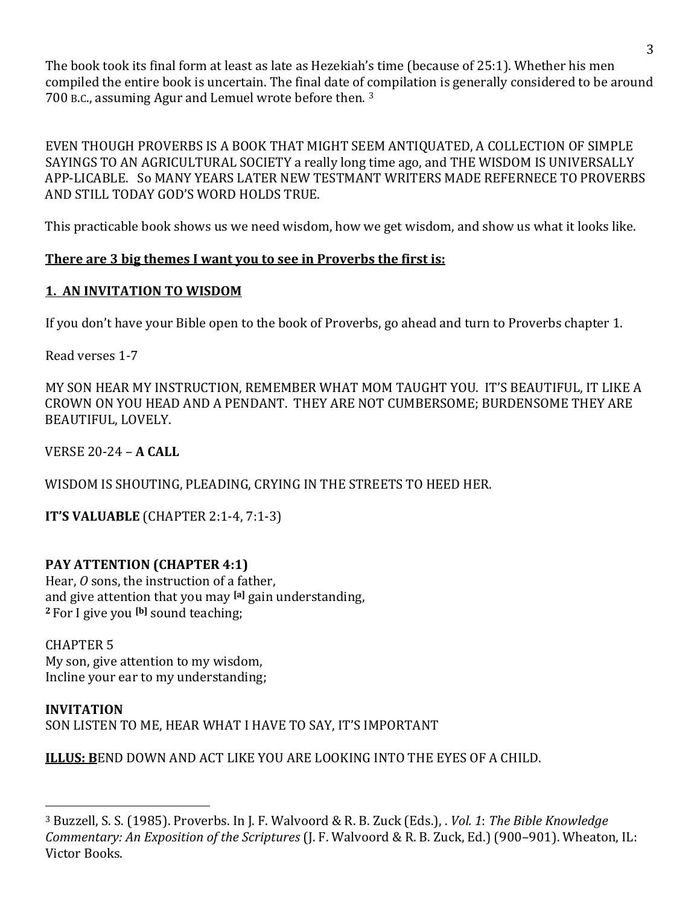The book took its final form at least as late as Hezekiah's time (because of 25:1). Whether his men compiled the entire book is uncertain. The final date of compilation is generally considered to be around 700 B.C., assuming Agur and Lemuel wrote before then. [3]

EVEN THOUGH PROVERBS IS A BOOK THAT MIGHT SEEM ANTIQUATED, A COLLECTION OF SIMPLE SAYINGS TO AN AGRICULTURAL SOCIETY a really long time ago, and THE WISDOM IS UNIVERSALLY APP-LICABLE. So MANY YEARS LATER NEW TESTMANT WRITERS MADE REFERNECE TO PROVERBS AND STILL TODAY GOD'S WORD HOLDS TRUE.

This practicable book shows us we need wisdom, how we get wisdom, and show us what it looks like.

**There are 3 big themes I want you to see in Proverbs the first is:**

**1. AN INVITATION TO WISDOM**

If you don't have your Bible open to the book of Proverbs, go ahead and turn to Proverbs chapter 1.

Read verses 1-7

MY SON HEAR MY INSTRUCTION, REMEMBER WHAT MOM TAUGHT YOU. IT'S BEAUTIFUL, IT LIKE A CROWN ON YOU HEAD AND A PENDANT. THEY ARE NOT CUMBERSOME; BURDENSOME THEY ARE BEAUTIFUL, LOVELY.

VERSE 20-24 – **A CALL**

WISDOM IS SHOUTING, PLEADING, CRYING IN THE STREETS TO HEED HER.

**IT'S VALUABLE** (CHAPTER 2:1-4, 7:1-3)

**PAY ATTENTION (CHAPTER 4:1)**
Hear, *O* sons, the instruction of a father,
and give attention that you may [a] gain understanding,
**2** For I give you [b] sound teaching;

CHAPTER 5
My son, give attention to my wisdom,
Incline your ear to my understanding;

**INVITATION**
SON LISTEN TO ME, HEAR WHAT I HAVE TO SAY, IT'S IMPORTANT

**ILLUS: B**END DOWN AND ACT LIKE YOU ARE LOOKING INTO THE EYES OF A CHILD.

---

[3] Buzzell, S. S. (1985). Proverbs. In J. F. Walvoord & R. B. Zuck (Eds.), . *Vol. 1*: *The Bible Knowledge Commentary: An Exposition of the Scriptures* (J. F. Walvoord & R. B. Zuck, Ed.) (900–901). Wheaton, IL: Victor Books.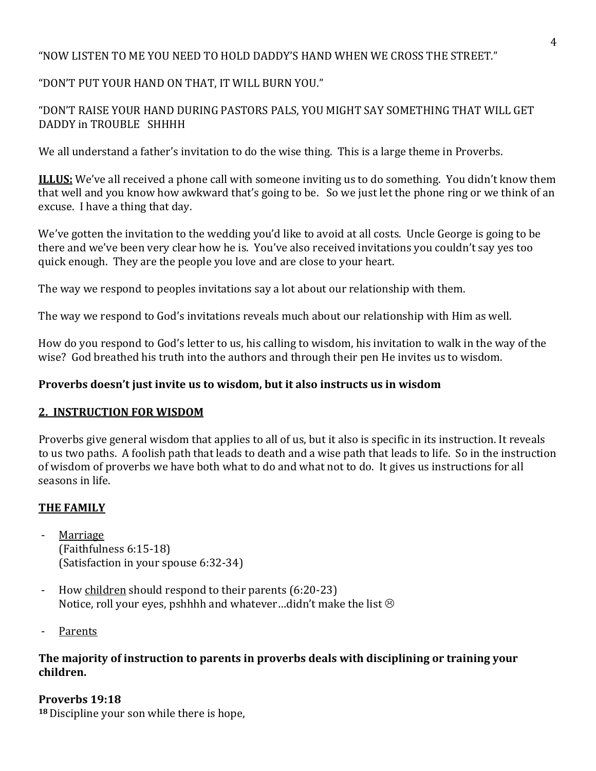"NOW LISTEN TO ME YOU NEED TO HOLD DADDY'S HAND WHEN WE CROSS THE STREET."

"DON'T PUT YOUR HAND ON THAT, IT WILL BURN YOU."

"DON'T RAISE YOUR HAND DURING PASTORS PALS, YOU MIGHT SAY SOMETHING THAT WILL GET DADDY in TROUBLE SHHHH

We all understand a father's invitation to do the wise thing. This is a large theme in Proverbs.

**ILLUS:** We've all received a phone call with someone inviting us to do something. You didn't know them that well and you know how awkward that's going to be. So we just let the phone ring or we think of an excuse. I have a thing that day.

We've gotten the invitation to the wedding you'd like to avoid at all costs. Uncle George is going to be there and we've been very clear how he is. You've also received invitations you couldn't say yes too quick enough. They are the people you love and are close to your heart.

The way we respond to peoples invitations say a lot about our relationship with them.

The way we respond to God's invitations reveals much about our relationship with Him as well.

How do you respond to God's letter to us, his calling to wisdom, his invitation to walk in the way of the wise? God breathed his truth into the authors and through their pen He invites us to wisdom.

**Proverbs doesn't just invite us to wisdom, but it also instructs us in wisdom**

**2. INSTRUCTION FOR WISDOM**

Proverbs give general wisdom that applies to all of us, but it also is specific in its instruction. It reveals to us two paths. A foolish path that leads to death and a wise path that leads to life. So in the instruction of wisdom of proverbs we have both what to do and what not to do. It gives us instructions for all seasons in life.

**THE FAMILY**

- Marriage
  (Faithfulness 6:15-18)
  (Satisfaction in your spouse 6:32-34)

- How children should respond to their parents (6:20-23)
  Notice, roll your eyes, pshhhh and whatever…didn't make the list ☹

- Parents

**The majority of instruction to parents in proverbs deals with disciplining or training your children.**

**Proverbs 19:18**
**18** Discipline your son while there is hope,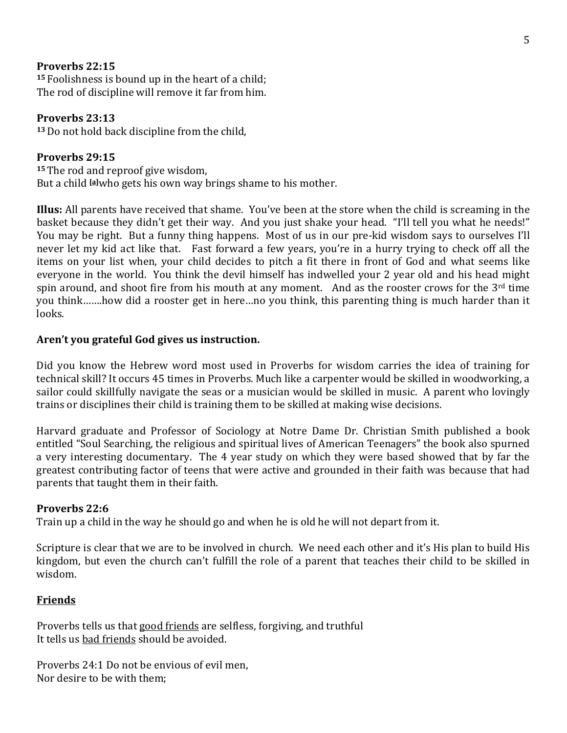**Proverbs 22:15**
[15] Foolishness is bound up in the heart of a child;
The rod of discipline will remove it far from him.

**Proverbs 23:13**
[13] Do not hold back discipline from the child,

**Proverbs 29:15**
[15] The rod and reproof give wisdom,
But a child [a]who gets his own way brings shame to his mother.

**Illus:** All parents have received that shame. You've been at the store when the child is screaming in the basket because they didn't get their way. And you just shake your head. "I'll tell you what he needs!" You may be right. But a funny thing happens. Most of us in our pre-kid wisdom says to ourselves I'll never let my kid act like that. Fast forward a few years, you're in a hurry trying to check off all the items on your list when, your child decides to pitch a fit there in front of God and what seems like everyone in the world. You think the devil himself has indwelled your 2 year old and his head might spin around, and shoot fire from his mouth at any moment. And as the rooster crows for the 3rd time you think…….how did a rooster get in here…no you think, this parenting thing is much harder than it looks.

**Aren't you grateful God gives us instruction.**

Did you know the Hebrew word most used in Proverbs for wisdom carries the idea of training for technical skill? It occurs 45 times in Proverbs. Much like a carpenter would be skilled in woodworking, a sailor could skillfully navigate the seas or a musician would be skilled in music. A parent who lovingly trains or disciplines their child is training them to be skilled at making wise decisions.

Harvard graduate and Professor of Sociology at Notre Dame Dr. Christian Smith published a book entitled "Soul Searching, the religious and spiritual lives of American Teenagers" the book also spurned a very interesting documentary. The 4 year study on which they were based showed that by far the greatest contributing factor of teens that were active and grounded in their faith was because that had parents that taught them in their faith.

**Proverbs 22:6**
Train up a child in the way he should go and when he is old he will not depart from it.

Scripture is clear that we are to be involved in church. We need each other and it's His plan to build His kingdom, but even the church can't fulfill the role of a parent that teaches their child to be skilled in wisdom.

**<u>Friends</u>**

Proverbs tells us that <u>good friends</u> are selfless, forgiving, and truthful
It tells us <u>bad friends</u> should be avoided.

Proverbs 24:1 Do not be envious of evil men,
Nor desire to be with them;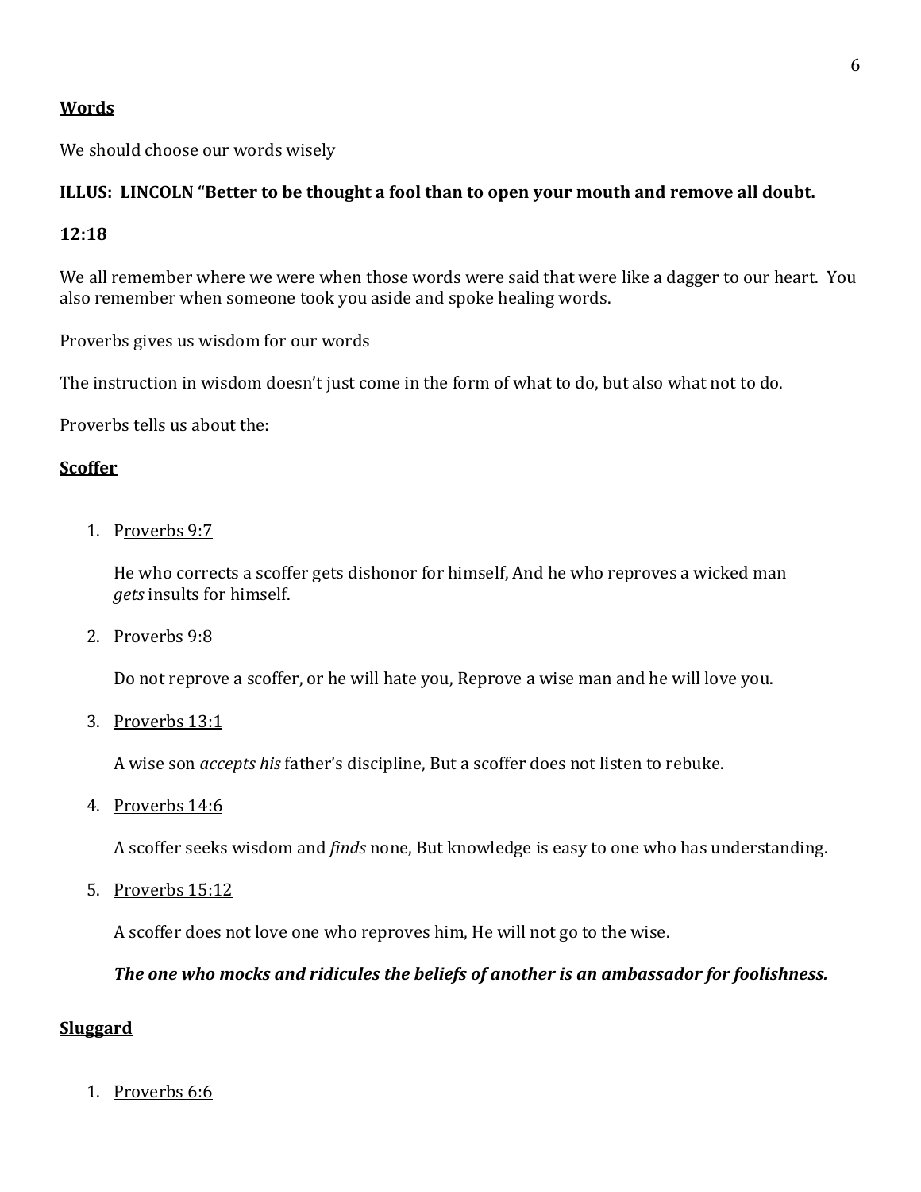**<u>Words</u>**

We should choose our words wisely

**ILLUS: LINCOLN "Better to be thought a fool than to open your mouth and remove all doubt.**

**12:18**

We all remember where we were when those words were said that were like a dagger to our heart. You also remember when someone took you aside and spoke healing words.

Proverbs gives us wisdom for our words

The instruction in wisdom doesn't just come in the form of what to do, but also what not to do.

Proverbs tells us about the:

**<u>Scoffer</u>**

1. <u>Proverbs 9:7</u>

   He who corrects a scoffer gets dishonor for himself, And he who reproves a wicked man *gets* insults for himself.

2. <u>Proverbs 9:8</u>

   Do not reprove a scoffer, or he will hate you, Reprove a wise man and he will love you.

3. <u>Proverbs 13:1</u>

   A wise son *accepts his* father's discipline, But a scoffer does not listen to rebuke.

4. <u>Proverbs 14:6</u>

   A scoffer seeks wisdom and *finds* none, But knowledge is easy to one who has understanding.

5. <u>Proverbs 15:12</u>

   A scoffer does not love one who reproves him, He will not go to the wise.

   ***The one who mocks and ridicules the beliefs of another is an ambassador for foolishness.***

**<u>Sluggard</u>**

1. <u>Proverbs 6:6</u>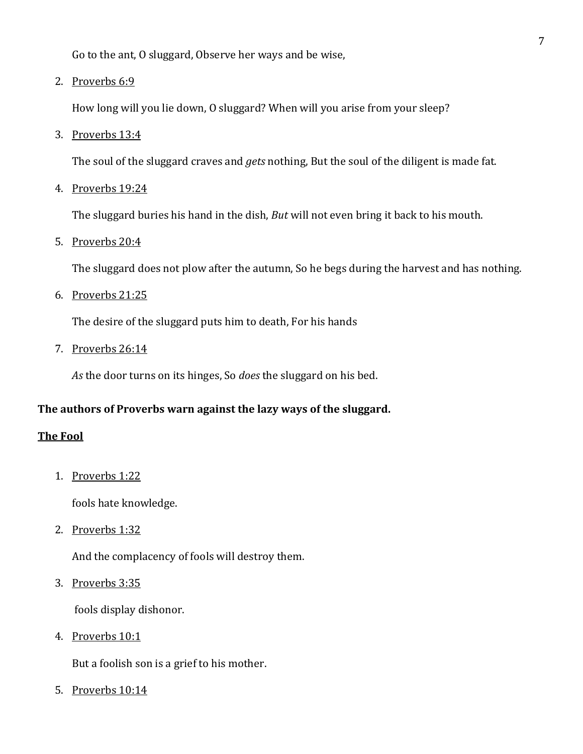Go to the ant, O sluggard, Observe her ways and be wise,

2. Proverbs 6:9

   How long will you lie down, O sluggard? When will you arise from your sleep?

3. Proverbs 13:4

   The soul of the sluggard craves and *gets* nothing, But the soul of the diligent is made fat.

4. Proverbs 19:24

   The sluggard buries his hand in the dish, *But* will not even bring it back to his mouth.

5. Proverbs 20:4

   The sluggard does not plow after the autumn, So he begs during the harvest and has nothing.

6. Proverbs 21:25

   The desire of the sluggard puts him to death, For his hands

7. Proverbs 26:14

   *As* the door turns on its hinges, So *does* the sluggard on his bed.

**The authors of Proverbs warn against the lazy ways of the sluggard.**

## The Fool

1. Proverbs 1:22

   fools hate knowledge.

2. Proverbs 1:32

   And the complacency of fools will destroy them.

3. Proverbs 3:35

   fools display dishonor.

4. Proverbs 10:1

   But a foolish son is a grief to his mother.

5. Proverbs 10:14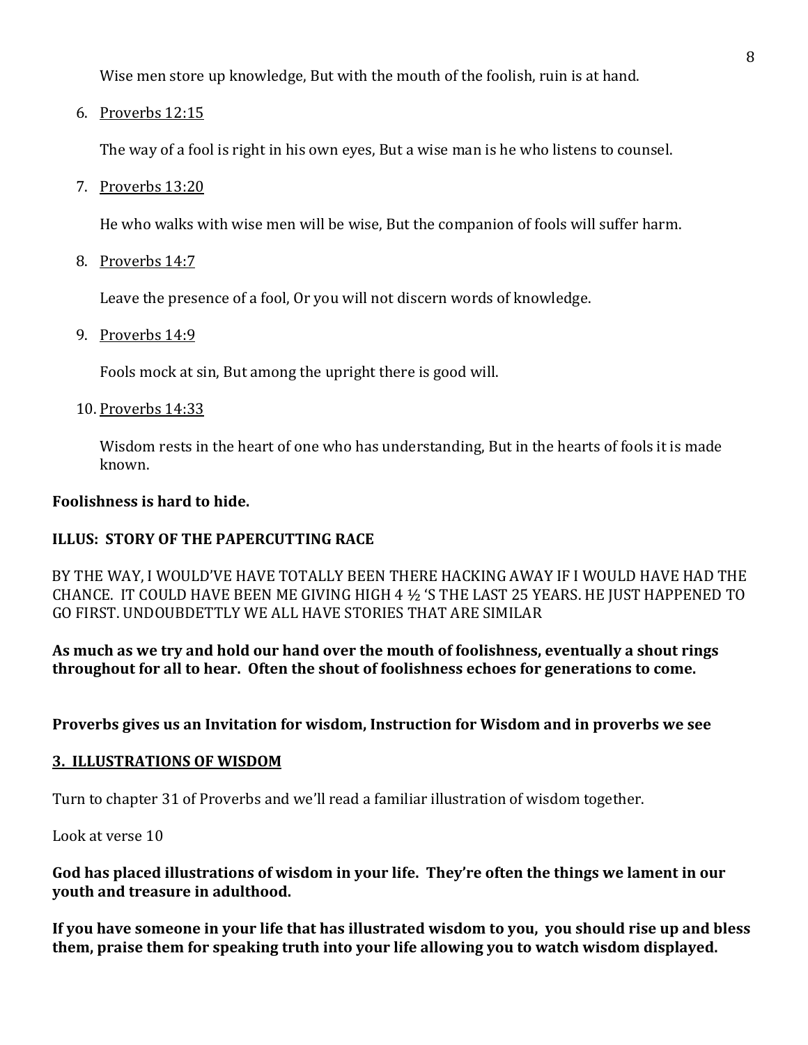Wise men store up knowledge, But with the mouth of the foolish, ruin is at hand.

6. Proverbs 12:15

   The way of a fool is right in his own eyes, But a wise man is he who listens to counsel.

7. Proverbs 13:20

   He who walks with wise men will be wise, But the companion of fools will suffer harm.

8. Proverbs 14:7

   Leave the presence of a fool, Or you will not discern words of knowledge.

9. Proverbs 14:9

   Fools mock at sin, But among the upright there is good will.

10. Proverbs 14:33

    Wisdom rests in the heart of one who has understanding, But in the hearts of fools it is made known.

**Foolishness is hard to hide.**

**ILLUS: STORY OF THE PAPERCUTTING RACE**

BY THE WAY, I WOULD'VE HAVE TOTALLY BEEN THERE HACKING AWAY IF I WOULD HAVE HAD THE CHANCE. IT COULD HAVE BEEN ME GIVING HIGH 4 ½ 'S THE LAST 25 YEARS. HE JUST HAPPENED TO GO FIRST. UNDOUBDETTLY WE ALL HAVE STORIES THAT ARE SIMILAR

**As much as we try and hold our hand over the mouth of foolishness, eventually a shout rings throughout for all to hear. Often the shout of foolishness echoes for generations to come.**

**Proverbs gives us an Invitation for wisdom, Instruction for Wisdom and in proverbs we see**

## 3. ILLUSTRATIONS OF WISDOM

Turn to chapter 31 of Proverbs and we'll read a familiar illustration of wisdom together.

Look at verse 10

**God has placed illustrations of wisdom in your life. They're often the things we lament in our youth and treasure in adulthood.**

**If you have someone in your life that has illustrated wisdom to you, you should rise up and bless them, praise them for speaking truth into your life allowing you to watch wisdom displayed.**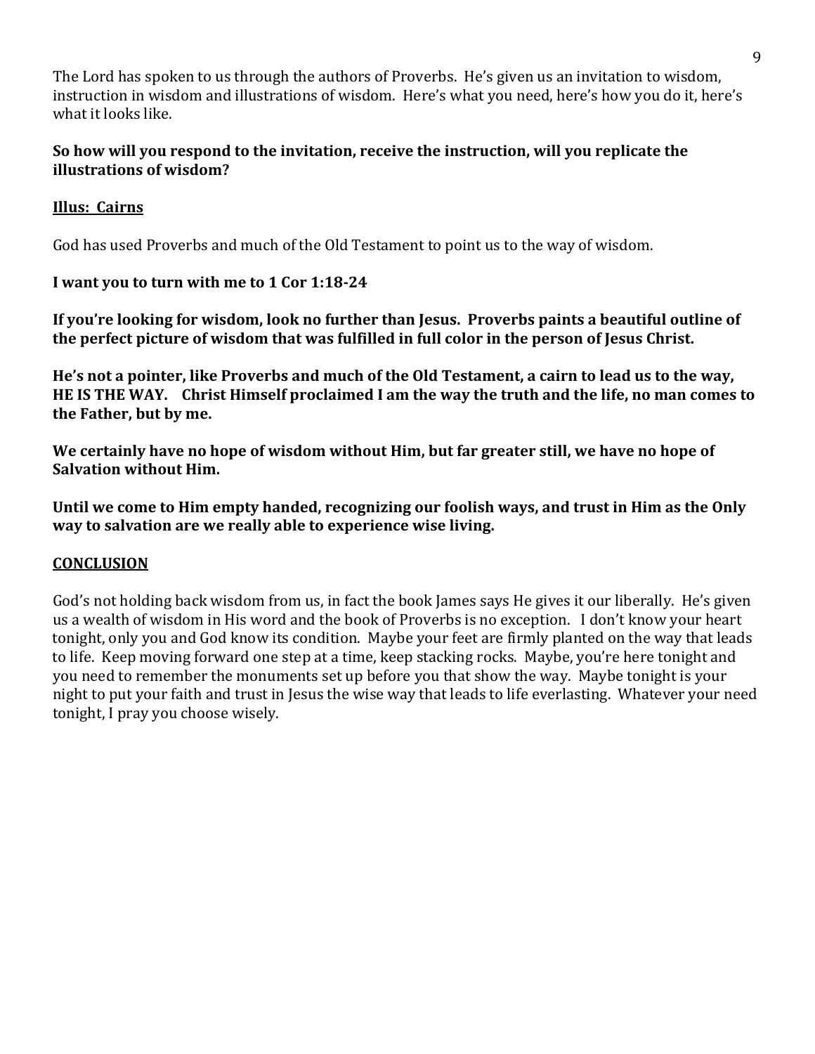The Lord has spoken to us through the authors of Proverbs. He's given us an invitation to wisdom, instruction in wisdom and illustrations of wisdom. Here's what you need, here's how you do it, here's what it looks like.

**So how will you respond to the invitation, receive the instruction, will you replicate the illustrations of wisdom?**

**<u>Illus: Cairns</u>**

God has used Proverbs and much of the Old Testament to point us to the way of wisdom.

**I want you to turn with me to 1 Cor 1:18-24**

**If you're looking for wisdom, look no further than Jesus. Proverbs paints a beautiful outline of the perfect picture of wisdom that was fulfilled in full color in the person of Jesus Christ.**

**He's not a pointer, like Proverbs and much of the Old Testament, a cairn to lead us to the way, HE IS THE WAY. Christ Himself proclaimed I am the way the truth and the life, no man comes to the Father, but by me.**

**We certainly have no hope of wisdom without Him, but far greater still, we have no hope of Salvation without Him.**

**Until we come to Him empty handed, recognizing our foolish ways, and trust in Him as the Only way to salvation are we really able to experience wise living.**

**<u>CONCLUSION</u>**

God's not holding back wisdom from us, in fact the book James says He gives it our liberally. He's given us a wealth of wisdom in His word and the book of Proverbs is no exception. I don't know your heart tonight, only you and God know its condition. Maybe your feet are firmly planted on the way that leads to life. Keep moving forward one step at a time, keep stacking rocks. Maybe, you're here tonight and you need to remember the monuments set up before you that show the way. Maybe tonight is your night to put your faith and trust in Jesus the wise way that leads to life everlasting. Whatever your need tonight, I pray you choose wisely.